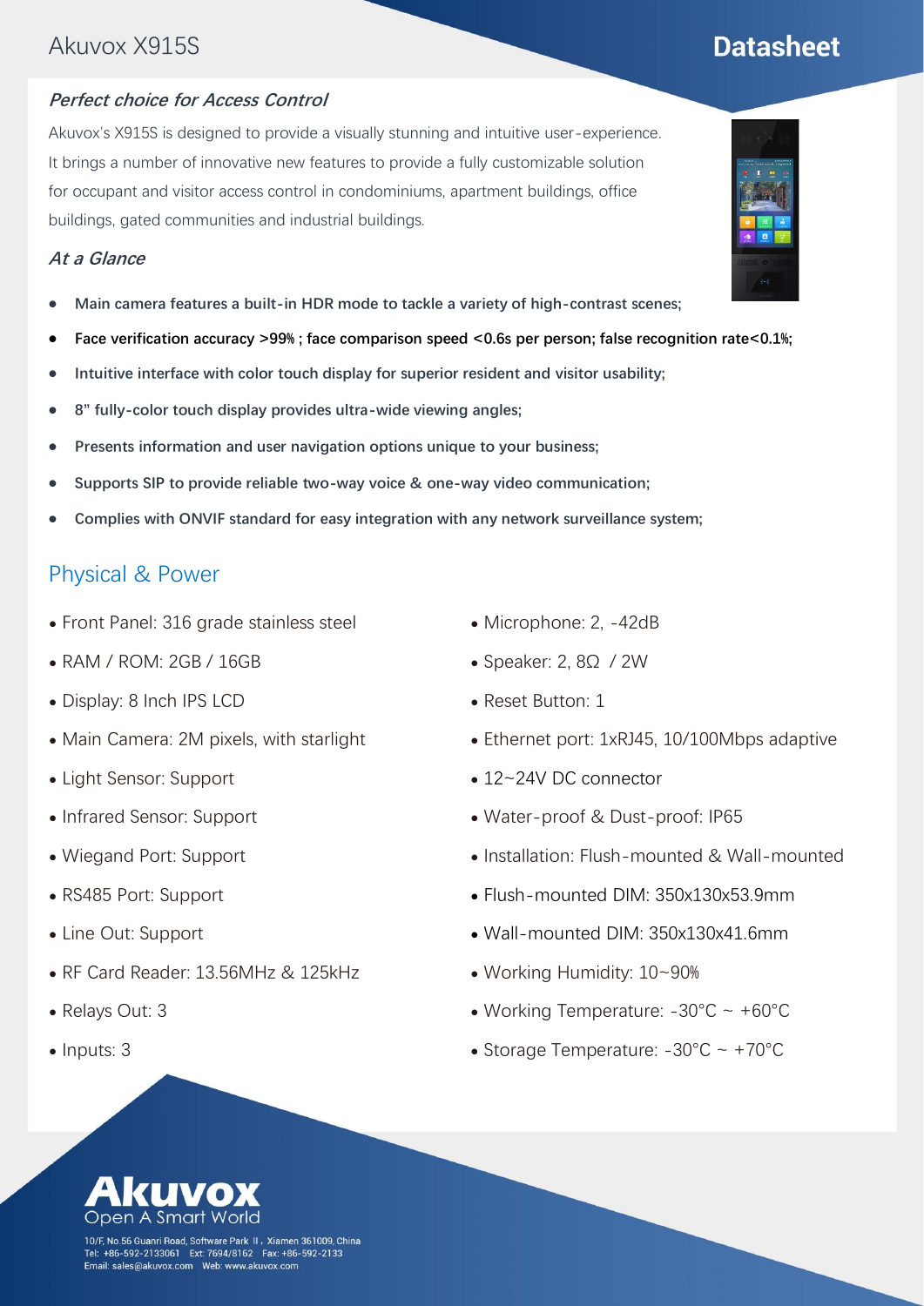# Akuvox X915S

## Datasheet

### *Perfect choice for Access Control*

Akuvox's X915S is designed to provide a visually stunning and intuitive user-experience. It brings a number of innovative new features to provide a fully customizable solution for occupant and visitor access control in condominiums, apartment buildings, office buildings, gated communities and industrial buildings.

### *At a Glance*

- **Main camera features a built-in HDR mode to tackle a variety of high-contrast scenes;**
- **Face verification accuracy >99%; face comparison speed <0.6s per person; false recognition rate<0.1%;**
- **Intuitive interface with color touch display for superior resident and visitor usability;**
- **8" fully-color touch display provides ultra-wide viewing angles;**
- **Presents information and user navigation options unique to your business;**
- **Supports SIP to provide reliable two-way voice & one-way video communication;**
- **Complies with ONVIF standard for easy integration with any network surveillance system;**

## Physical & Power

- Front Panel: 316 grade stainless steel
- RAM / ROM: 2GB / 16GB
- Display: 8 Inch IPS LCD
- Main Camera: 2M pixels, with starlight
- Light Sensor: Support
- Infrared Sensor: Support
- Wiegand Port: Support
- RS485 Port: Support
- Line Out: Support
- RF Card Reader: 13.56MHz & 125kHz
- Relays Out: 3
- Inputs: 3
- Microphone: 2, -42dB
- Speaker: 2, 8Ω / 2W
- Reset Button: 1
- Ethernet port: 1xRJ45, 10/100Mbps adaptive
- 12~24V DC connector
- Water-proof & Dust-proof: IP65
- Installation: Flush-mounted & Wall-mounted
- Flush-mounted DIM: 350x130x53.9mm
- Wall-mounted DIM: 350x130x41.6mm
- Working Humidity: 10~90%
- Working Temperature: -30°C ~ +60°C
- Storage Temperature: -30°C ~ +70°C

**Akuvox**
Open A Smart World

10/F, No.56 Guanri Road, Software Park II, Xiamen 361009, China
Tel: +86-592-2133061 Ext: 7694/8162 Fax: +86-592-2133
Email: sales@akuvox.com Web: www.akuvox.com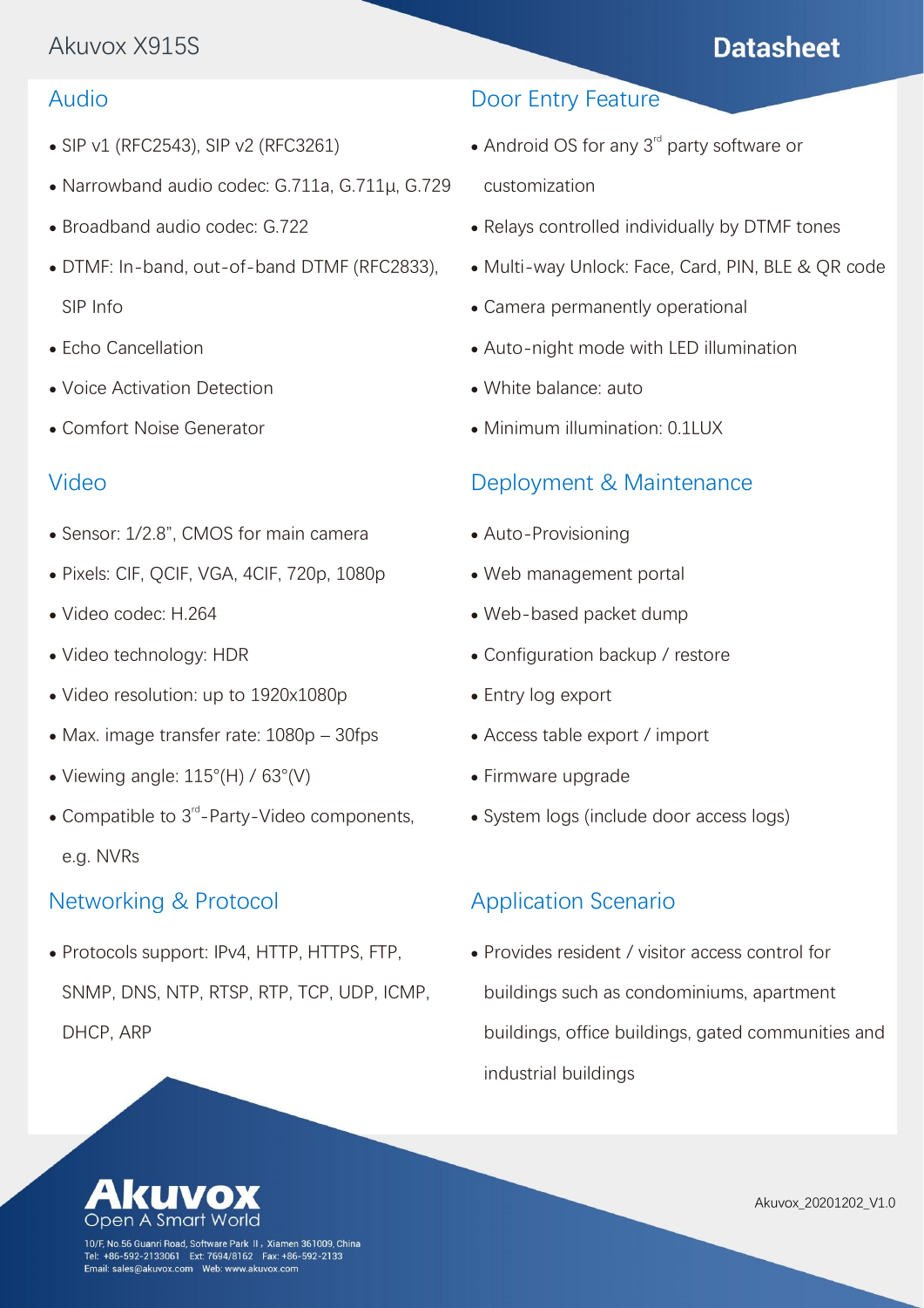## Audio

- SIP v1 (RFC2543), SIP v2 (RFC3261)
- Narrowband audio codec: G.711a, G.711µ, G.729
- Broadband audio codec: G.722
- DTMF: In-band, out-of-band DTMF (RFC2833), SIP Info
- Echo Cancellation
- Voice Activation Detection
- Comfort Noise Generator

## Video

- Sensor: 1/2.8", CMOS for main camera
- Pixels: CIF, QCIF, VGA, 4CIF, 720p, 1080p
- Video codec: H.264
- Video technology: HDR
- Video resolution: up to 1920x1080p
- Max. image transfer rate: 1080p – 30fps
- Viewing angle: 115°(H) / 63°(V)
- Compatible to 3rd-Party-Video components, e.g. NVRs

## Networking & Protocol

- Protocols support: IPv4, HTTP, HTTPS, FTP, SNMP, DNS, NTP, RTSP, RTP, TCP, UDP, ICMP, DHCP, ARP

## Door Entry Feature

- Android OS for any 3rd party software or customization
- Relays controlled individually by DTMF tones
- Multi-way Unlock: Face, Card, PIN, BLE & QR code
- Camera permanently operational
- Auto-night mode with LED illumination
- White balance: auto
- Minimum illumination: 0.1LUX

## Deployment & Maintenance

- Auto-Provisioning
- Web management portal
- Web-based packet dump
- Configuration backup / restore
- Entry log export
- Access table export / import
- Firmware upgrade
- System logs (include door access logs)

## Application Scenario

- Provides resident / visitor access control for buildings such as condominiums, apartment buildings, office buildings, gated communities and industrial buildings

Akuvox
Open A Smart World

10/F, No.56 Guanri Road, Software Park Ⅱ, Xiamen 361009, China
Tel: +86-592-2133061 Ext: 7694/8162 Fax: +86-592-2133
Email: sales@akuvox.com Web: www.akuvox.com

Akuvox_20201202_V1.0